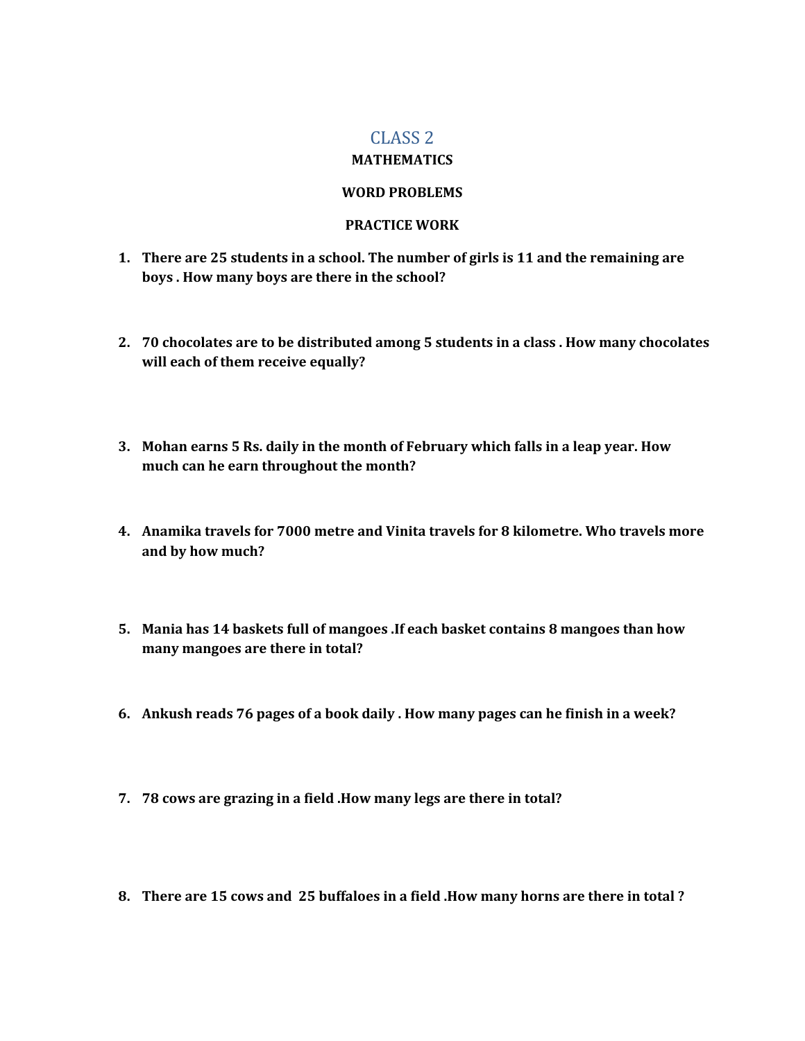# CLASS 2

**MATHEMATICS**

**WORD PROBLEMS**

**PRACTICE WORK**

1. **There are 25 students in a school. The number of girls is 11 and the remaining are boys . How many boys are there in the school?**

2. **70 chocolates are to be distributed among 5 students in a class . How many chocolates will each of them receive equally?**

3. **Mohan earns 5 Rs. daily in the month of February which falls in a leap year. How much can he earn throughout the month?**

4. **Anamika travels for 7000 metre and Vinita travels for 8 kilometre. Who travels more and by how much?**

5. **Mania has 14 baskets full of mangoes .If each basket contains 8 mangoes than how many mangoes are there in total?**

6. **Ankush reads 76 pages of a book daily . How many pages can he finish in a week?**

7. **78 cows are grazing in a field .How many legs are there in total?**

8. **There are 15 cows and 25 buffaloes in a field .How many horns are there in total ?**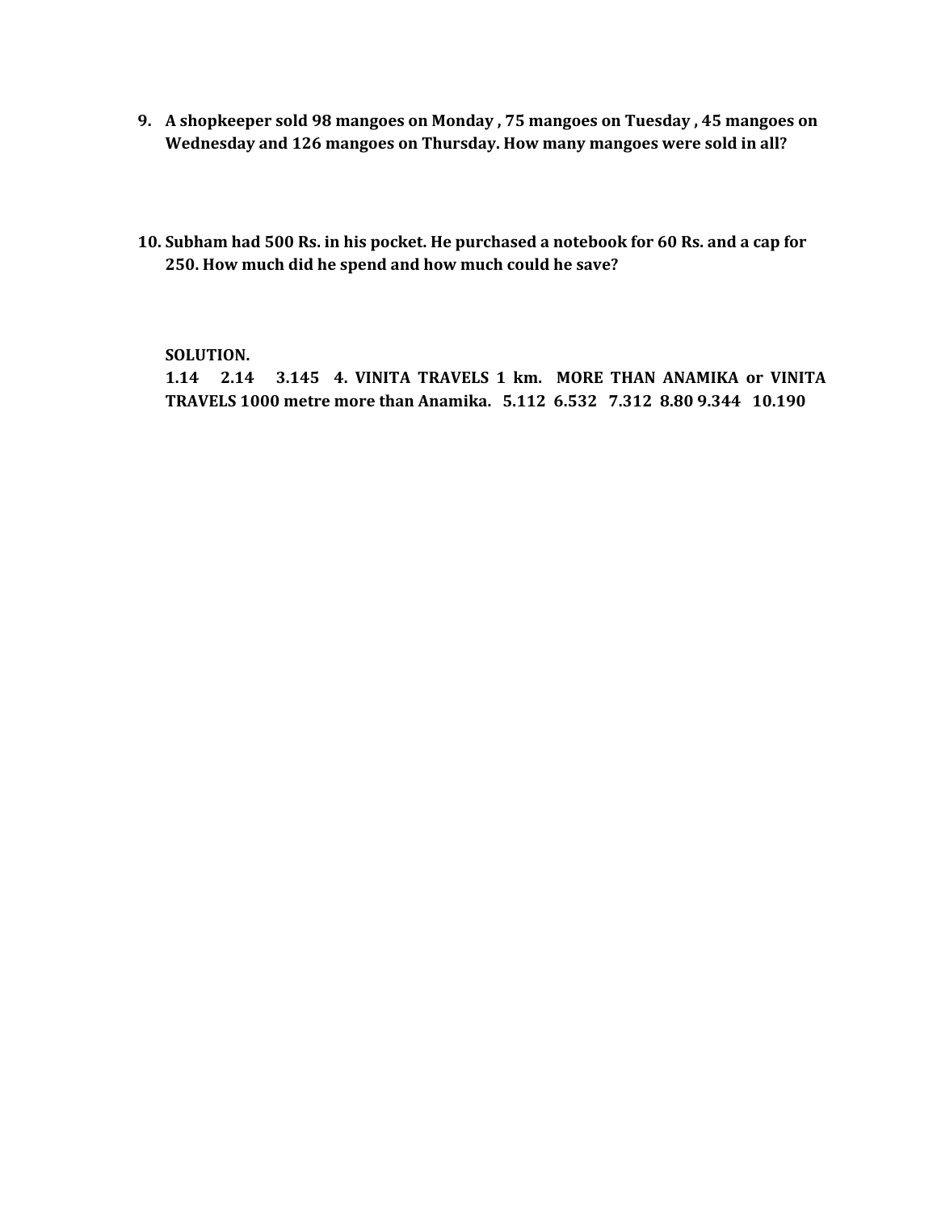9. **A shopkeeper sold 98 mangoes on Monday , 75 mangoes on Tuesday , 45 mangoes on Wednesday and 126 mangoes on Thursday. How many mangoes were sold in all?**

10. **Subham had 500 Rs. in his pocket. He purchased a notebook for 60 Rs. and a cap for 250. How much did he spend and how much could he save?**

**SOLUTION.**

**1.14 2.14 3.145 4. VINITA TRAVELS 1 km. MORE THAN ANAMIKA or VINITA TRAVELS 1000 metre more than Anamika. 5.112 6.532 7.312 8.80 9.344 10.190**